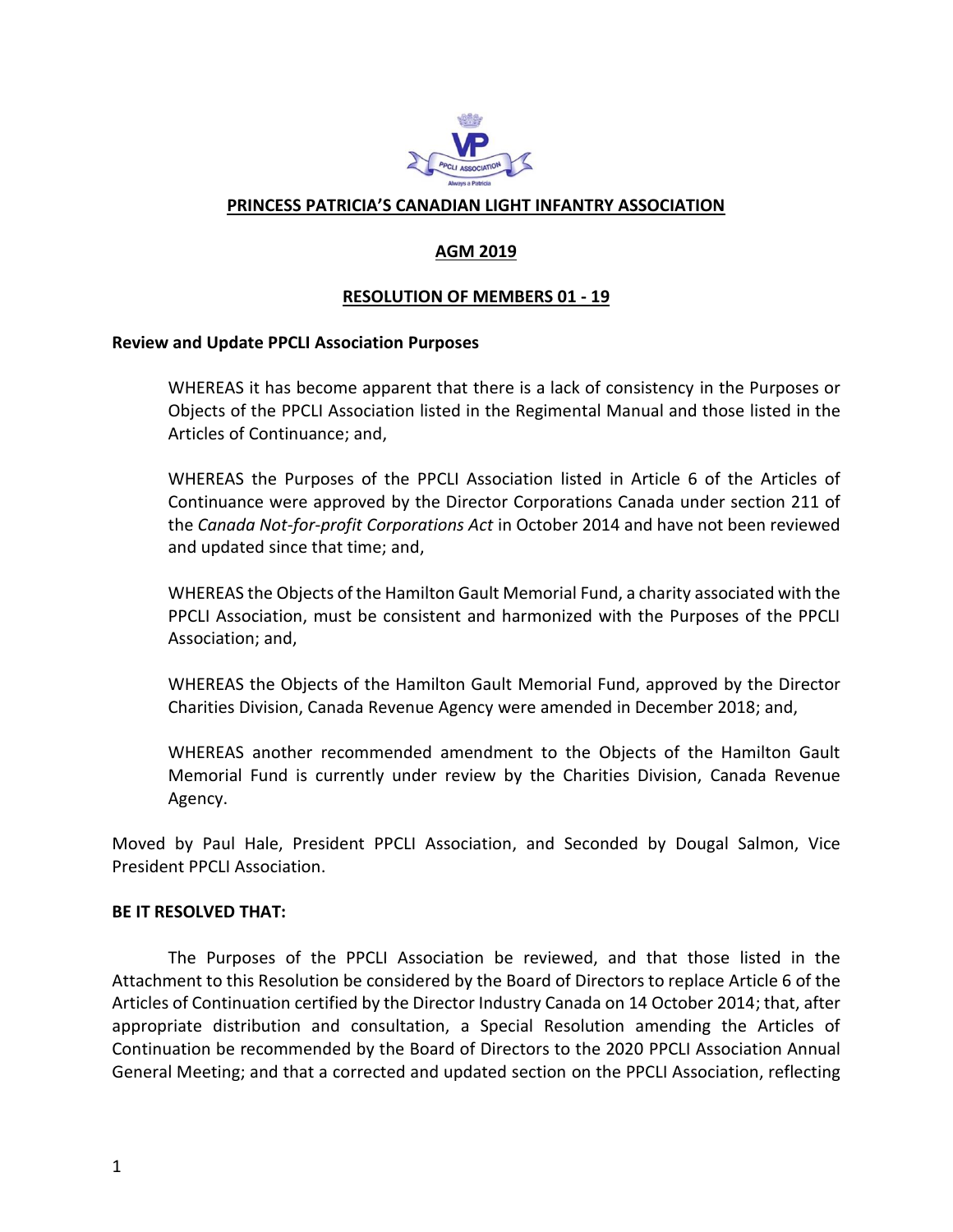**PRINCESS PATRICIA'S CANADIAN LIGHT INFANTRY ASSOCIATION**

**AGM 2019**

**RESOLUTION OF MEMBERS 01 - 19**

**Review and Update PPCLI Association Purposes**

WHEREAS it has become apparent that there is a lack of consistency in the Purposes or Objects of the PPCLI Association listed in the Regimental Manual and those listed in the Articles of Continuance; and,

WHEREAS the Purposes of the PPCLI Association listed in Article 6 of the Articles of Continuance were approved by the Director Corporations Canada under section 211 of the *Canada Not-for-profit Corporations Act* in October 2014 and have not been reviewed and updated since that time; and,

WHEREAS the Objects of the Hamilton Gault Memorial Fund, a charity associated with the PPCLI Association, must be consistent and harmonized with the Purposes of the PPCLI Association; and,

WHEREAS the Objects of the Hamilton Gault Memorial Fund, approved by the Director Charities Division, Canada Revenue Agency were amended in December 2018; and,

WHEREAS another recommended amendment to the Objects of the Hamilton Gault Memorial Fund is currently under review by the Charities Division, Canada Revenue Agency.

Moved by Paul Hale, President PPCLI Association, and Seconded by Dougal Salmon, Vice President PPCLI Association.

**BE IT RESOLVED THAT:**

The Purposes of the PPCLI Association be reviewed, and that those listed in the Attachment to this Resolution be considered by the Board of Directors to replace Article 6 of the Articles of Continuation certified by the Director Industry Canada on 14 October 2014; that, after appropriate distribution and consultation, a Special Resolution amending the Articles of Continuation be recommended by the Board of Directors to the 2020 PPCLI Association Annual General Meeting; and that a corrected and updated section on the PPCLI Association, reflecting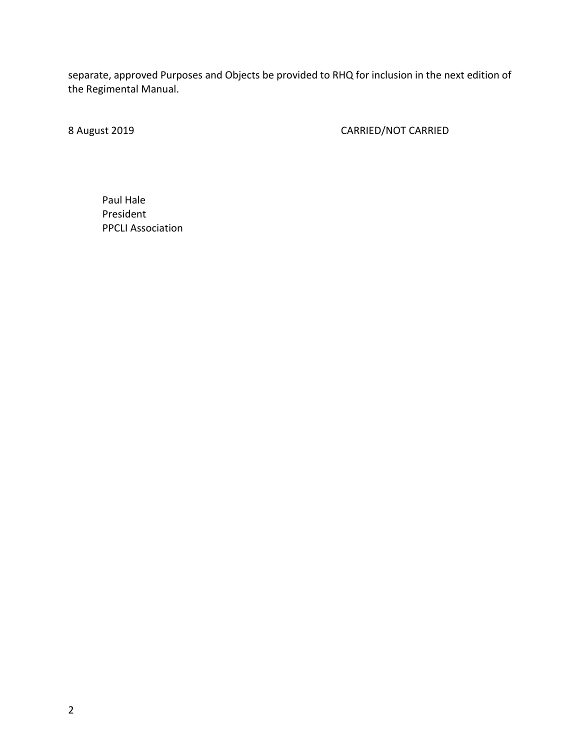separate, approved Purposes and Objects be provided to RHQ for inclusion in the next edition of the Regimental Manual.

8 August 2019 CARRIED/NOT CARRIED

Paul Hale
President
PPCLI Association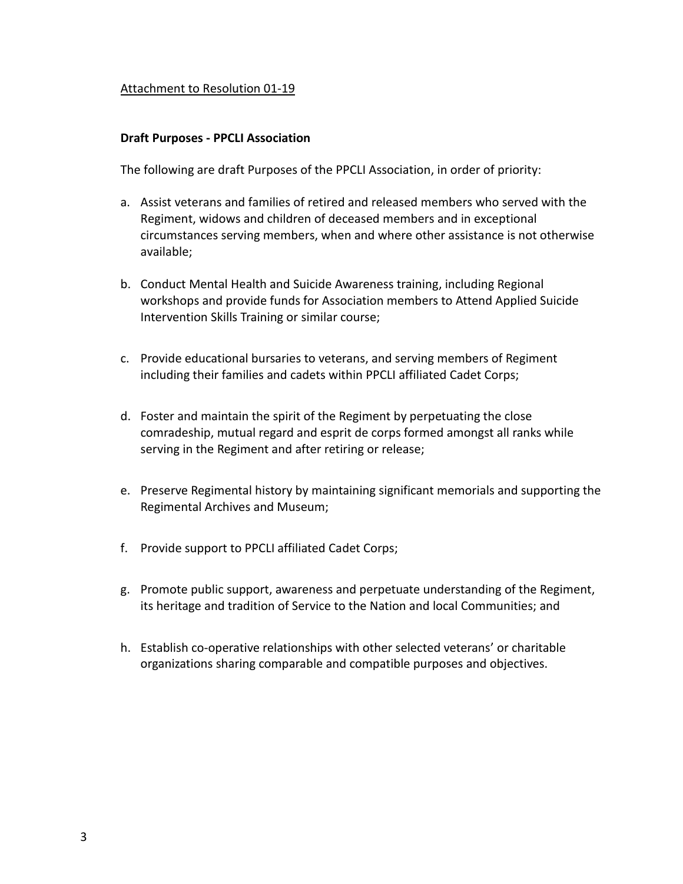Attachment to Resolution 01-19

**Draft Purposes - PPCLI Association**

The following are draft Purposes of the PPCLI Association, in order of priority:

a. Assist veterans and families of retired and released members who served with the Regiment, widows and children of deceased members and in exceptional circumstances serving members, when and where other assistance is not otherwise available;

b. Conduct Mental Health and Suicide Awareness training, including Regional workshops and provide funds for Association members to Attend Applied Suicide Intervention Skills Training or similar course;

c. Provide educational bursaries to veterans, and serving members of Regiment including their families and cadets within PPCLI affiliated Cadet Corps;

d. Foster and maintain the spirit of the Regiment by perpetuating the close comradeship, mutual regard and esprit de corps formed amongst all ranks while serving in the Regiment and after retiring or release;

e. Preserve Regimental history by maintaining significant memorials and supporting the Regimental Archives and Museum;

f. Provide support to PPCLI affiliated Cadet Corps;

g. Promote public support, awareness and perpetuate understanding of the Regiment, its heritage and tradition of Service to the Nation and local Communities; and

h. Establish co-operative relationships with other selected veterans' or charitable organizations sharing comparable and compatible purposes and objectives.